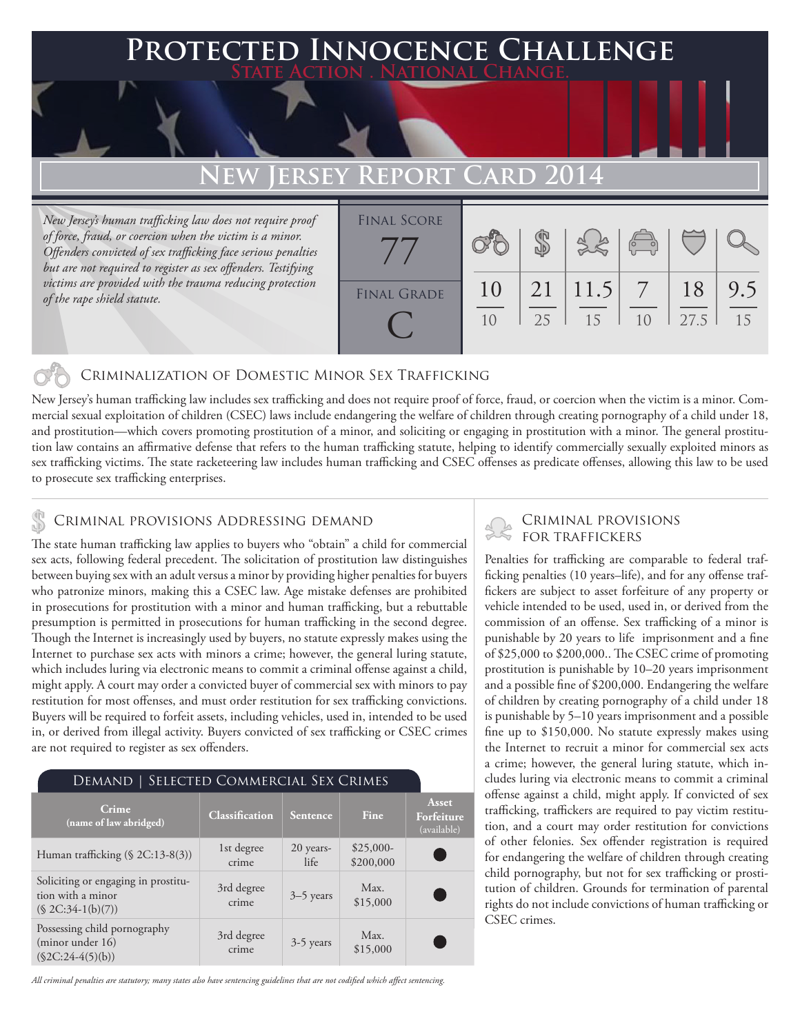# Protected Innocence Challenge

**State Action . National Change.**

## New Jersey Report Card 2014

*New Jersey's human trafficking law does not require proof of force, fraud, or coercion when the victim is a minor. Offenders convicted of sex trafficking face serious penalties but are not required to register as sex offenders. Testifying victims are provided with the trauma reducing protection of the rape shield statute.*

| Final Score | Final Grade |
|---|---|
| 77 | C |

| Criminalization of Domestic Minor Sex Trafficking | Criminal Provisions Addressing Demand | Criminal Provisions for Traffickers | Criminal Provisions for Facilitators | Protective Provisions for the Child Victims | Criminal Justice Tools for Investigation and Prosecution |
|---|---|---|---|---|---|
| 10/10 | 21/25 | 11.5/15 | 7/10 | 18/27.5 | 9.5/15 |

### Criminalization of Domestic Minor Sex Trafficking

New Jersey's human trafficking law includes sex trafficking and does not require proof of force, fraud, or coercion when the victim is a minor. Commercial sexual exploitation of children (CSEC) laws include endangering the welfare of children through creating pornography of a child under 18, and prostitution—which covers promoting prostitution of a minor, and soliciting or engaging in prostitution with a minor. The general prostitution law contains an affirmative defense that refers to the human trafficking statute, helping to identify commercially sexually exploited minors as sex trafficking victims. The state racketeering law includes human trafficking and CSEC offenses as predicate offenses, allowing this law to be used to prosecute sex trafficking enterprises.

### Criminal provisions Addressing demand

The state human trafficking law applies to buyers who "obtain" a child for commercial sex acts, following federal precedent. The solicitation of prostitution law distinguishes between buying sex with an adult versus a minor by providing higher penalties for buyers who patronize minors, making this a CSEC law. Age mistake defenses are prohibited in prosecutions for prostitution with a minor and human trafficking, but a rebuttable presumption is permitted in prosecutions for human trafficking in the second degree. Though the Internet is increasingly used by buyers, no statute expressly makes using the Internet to purchase sex acts with minors a crime; however, the general luring statute, which includes luring via electronic means to commit a criminal offense against a child, might apply. A court may order a convicted buyer of commercial sex with minors to pay restitution for most offenses, and must order restitution for sex trafficking convictions. Buyers will be required to forfeit assets, including vehicles, used in, intended to be used in, or derived from illegal activity. Buyers convicted of sex trafficking or CSEC crimes are not required to register as sex offenders.

**Demand | Selected Commercial Sex Crimes**

| Crime (name of law abridged) | Classification | Sentence | Fine | Asset Forfeiture (available) |
|---|---|---|---|---|
| Human trafficking (§ 2C:13-8(3)) | 1st degree crime | 20 years-life | $25,000-$200,000 | ● |
| Soliciting or engaging in prostitution with a minor (§ 2C:34-1(b)(7)) | 3rd degree crime | 3–5 years | Max. $15,000 | ● |
| Possessing child pornography (minor under 16) (§2C:24-4(5)(b)) | 3rd degree crime | 3-5 years | Max. $15,000 | ● |

*All criminal penalties are statutory; many states also have sentencing guidelines that are not codified which affect sentencing.*

### Criminal provisions for traffickers

Penalties for trafficking are comparable to federal trafficking penalties (10 years–life), and for any offense traffickers are subject to asset forfeiture of any property or vehicle intended to be used, used in, or derived from the commission of an offense. Sex trafficking of a minor is punishable by 20 years to life imprisonment and a fine of $25,000 to $200,000.. The CSEC crime of promoting prostitution is punishable by 10–20 years imprisonment and a possible fine of $200,000. Endangering the welfare of children by creating pornography of a child under 18 is punishable by 5–10 years imprisonment and a possible fine up to $150,000. No statute expressly makes using the Internet to recruit a minor for commercial sex acts a crime; however, the general luring statute, which includes luring via electronic means to commit a criminal offense against a child, might apply. If convicted of sex trafficking, traffickers are required to pay victim restitution, and a court may order restitution for convictions of other felonies. Sex offender registration is required for endangering the welfare of children through creating child pornography, but not for sex trafficking or prostitution of children. Grounds for termination of parental rights do not include convictions of human trafficking or CSEC crimes.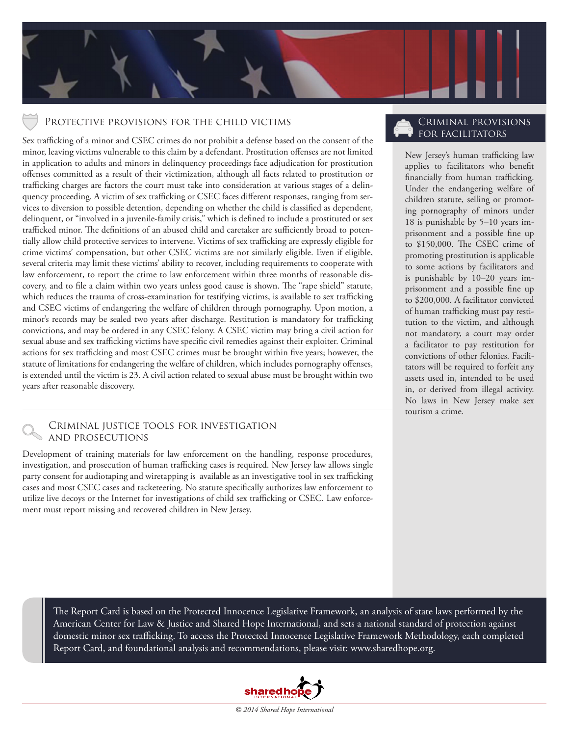## Protective provisions for the child victims

Sex trafficking of a minor and CSEC crimes do not prohibit a defense based on the consent of the minor, leaving victims vulnerable to this claim by a defendant. Prostitution offenses are not limited in application to adults and minors in delinquency proceedings face adjudication for prostitution offenses committed as a result of their victimization, although all facts related to prostitution or trafficking charges are factors the court must take into consideration at various stages of a delinquency proceeding. A victim of sex trafficking or CSEC faces different responses, ranging from services to diversion to possible detention, depending on whether the child is classified as dependent, delinquent, or "involved in a juvenile-family crisis," which is defined to include a prostituted or sex trafficked minor. The definitions of an abused child and caretaker are sufficiently broad to potentially allow child protective services to intervene. Victims of sex trafficking are expressly eligible for crime victims' compensation, but other CSEC victims are not similarly eligible. Even if eligible, several criteria may limit these victims' ability to recover, including requirements to cooperate with law enforcement, to report the crime to law enforcement within three months of reasonable discovery, and to file a claim within two years unless good cause is shown. The "rape shield" statute, which reduces the trauma of cross-examination for testifying victims, is available to sex trafficking and CSEC victims of endangering the welfare of children through pornography. Upon motion, a minor's records may be sealed two years after discharge. Restitution is mandatory for trafficking convictions, and may be ordered in any CSEC felony. A CSEC victim may bring a civil action for sexual abuse and sex trafficking victims have specific civil remedies against their exploiter. Criminal actions for sex trafficking and most CSEC crimes must be brought within five years; however, the statute of limitations for endangering the welfare of children, which includes pornography offenses, is extended until the victim is 23. A civil action related to sexual abuse must be brought within two years after reasonable discovery.

## Criminal justice tools for investigation and prosecutions

Development of training materials for law enforcement on the handling, response procedures, investigation, and prosecution of human trafficking cases is required. New Jersey law allows single party consent for audiotaping and wiretapping is available as an investigative tool in sex trafficking cases and most CSEC cases and racketeering. No statute specifically authorizes law enforcement to utilize live decoys or the Internet for investigations of child sex trafficking or CSEC. Law enforcement must report missing and recovered children in New Jersey.

## Criminal provisions for facilitators

New Jersey's human trafficking law applies to facilitators who benefit financially from human trafficking. Under the endangering welfare of children statute, selling or promoting pornography of minors under 18 is punishable by 5–10 years imprisonment and a possible fine up to $150,000. The CSEC crime of promoting prostitution is applicable to some actions by facilitators and is punishable by 10–20 years imprisonment and a possible fine up to $200,000. A facilitator convicted of human trafficking must pay restitution to the victim, and although not mandatory, a court may order a facilitator to pay restitution for convictions of other felonies. Facilitators will be required to forfeit any assets used in, intended to be used in, or derived from illegal activity. No laws in New Jersey make sex tourism a crime.

The Report Card is based on the Protected Innocence Legislative Framework, an analysis of state laws performed by the American Center for Law & Justice and Shared Hope International, and sets a national standard of protection against domestic minor sex trafficking. To access the Protected Innocence Legislative Framework Methodology, each completed Report Card, and foundational analysis and recommendations, please visit: www.sharedhope.org.

shared hope INTERNATIONAL

*© 2014 Shared Hope International*